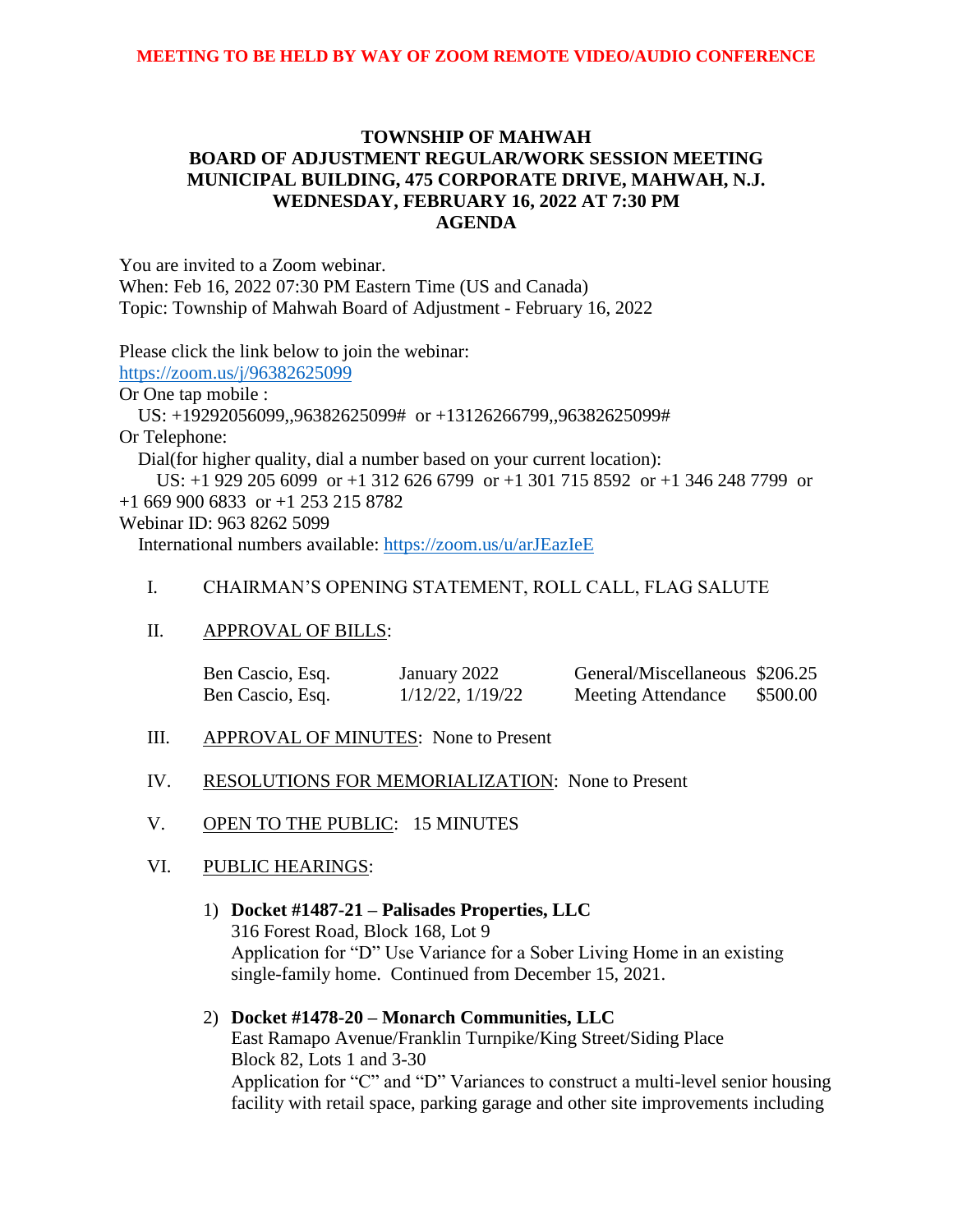**MEETING TO BE HELD BY WAY OF ZOOM REMOTE VIDEO/AUDIO CONFERENCE**

# TOWNSHIP OF MAHWAH
## BOARD OF ADJUSTMENT REGULAR/WORK SESSION MEETING
## MUNICIPAL BUILDING, 475 CORPORATE DRIVE, MAHWAH, N.J.
## WEDNESDAY, FEBRUARY 16, 2022 AT 7:30 PM
## AGENDA

You are invited to a Zoom webinar.
When: Feb 16, 2022 07:30 PM Eastern Time (US and Canada)
Topic: Township of Mahwah Board of Adjustment - February 16, 2022

Please click the link below to join the webinar:
https://zoom.us/j/96382625099
Or One tap mobile :
US: +19292056099,,96382625099# or +13126266799,,96382625099#
Or Telephone:
Dial(for higher quality, dial a number based on your current location):
US: +1 929 205 6099 or +1 312 626 6799 or +1 301 715 8592 or +1 346 248 7799 or +1 669 900 6833 or +1 253 215 8782
Webinar ID: 963 8262 5099
International numbers available: https://zoom.us/u/arJEazIeE

I. CHAIRMAN'S OPENING STATEMENT, ROLL CALL, FLAG SALUTE

II. APPROVAL OF BILLS:

| | | | |
|---|---|---|---|
| Ben Cascio, Esq. | January 2022 | General/Miscellaneous | $206.25 |
| Ben Cascio, Esq. | 1/12/22, 1/19/22 | Meeting Attendance | $500.00 |

III. APPROVAL OF MINUTES: None to Present

IV. RESOLUTIONS FOR MEMORIALIZATION: None to Present

V. OPEN TO THE PUBLIC: 15 MINUTES

VI. PUBLIC HEARINGS:

1) **Docket #1487-21 – Palisades Properties, LLC**
316 Forest Road, Block 168, Lot 9
Application for "D" Use Variance for a Sober Living Home in an existing single-family home. Continued from December 15, 2021.

2) **Docket #1478-20 – Monarch Communities, LLC**
East Ramapo Avenue/Franklin Turnpike/King Street/Siding Place
Block 82, Lots 1 and 3-30
Application for "C" and "D" Variances to construct a multi-level senior housing facility with retail space, parking garage and other site improvements including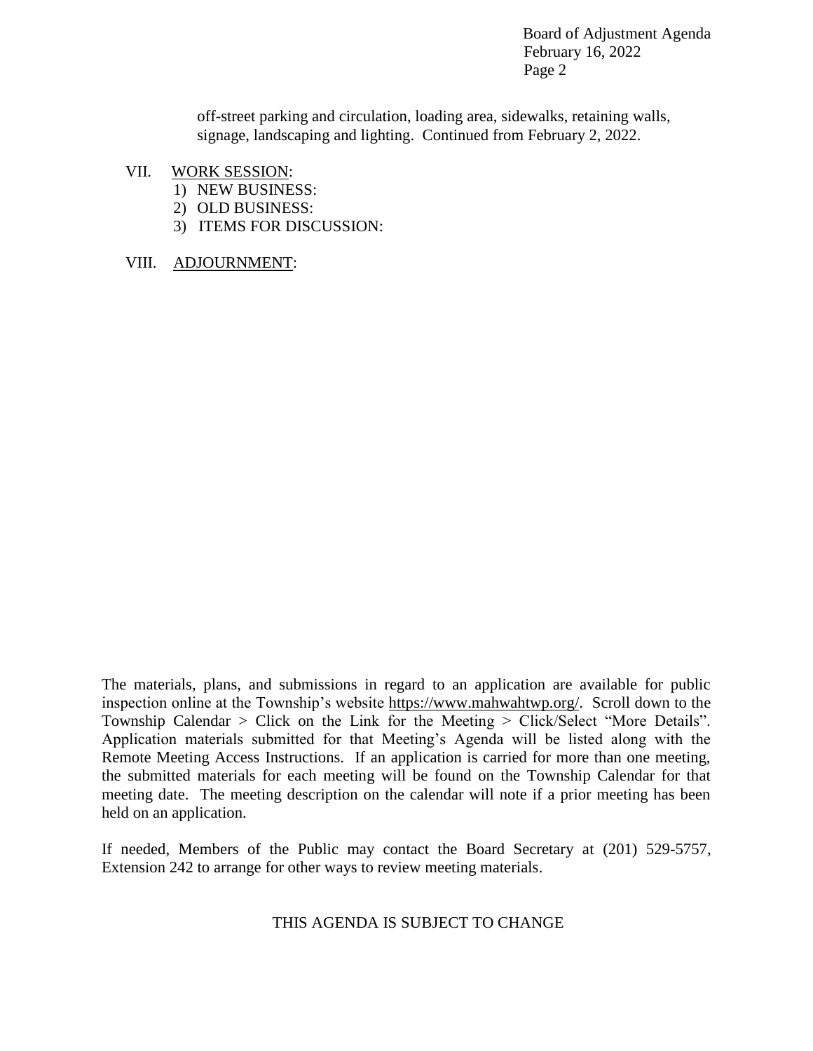off-street parking and circulation, loading area, sidewalks, retaining walls, signage, landscaping and lighting. Continued from February 2, 2022.

VII. WORK SESSION:

1) NEW BUSINESS:
2) OLD BUSINESS:
3) ITEMS FOR DISCUSSION:

VIII. ADJOURNMENT:

The materials, plans, and submissions in regard to an application are available for public inspection online at the Township's website https://www.mahwahtwp.org/. Scroll down to the Township Calendar > Click on the Link for the Meeting > Click/Select "More Details". Application materials submitted for that Meeting's Agenda will be listed along with the Remote Meeting Access Instructions. If an application is carried for more than one meeting, the submitted materials for each meeting will be found on the Township Calendar for that meeting date. The meeting description on the calendar will note if a prior meeting has been held on an application.

If needed, Members of the Public may contact the Board Secretary at (201) 529-5757, Extension 242 to arrange for other ways to review meeting materials.

THIS AGENDA IS SUBJECT TO CHANGE